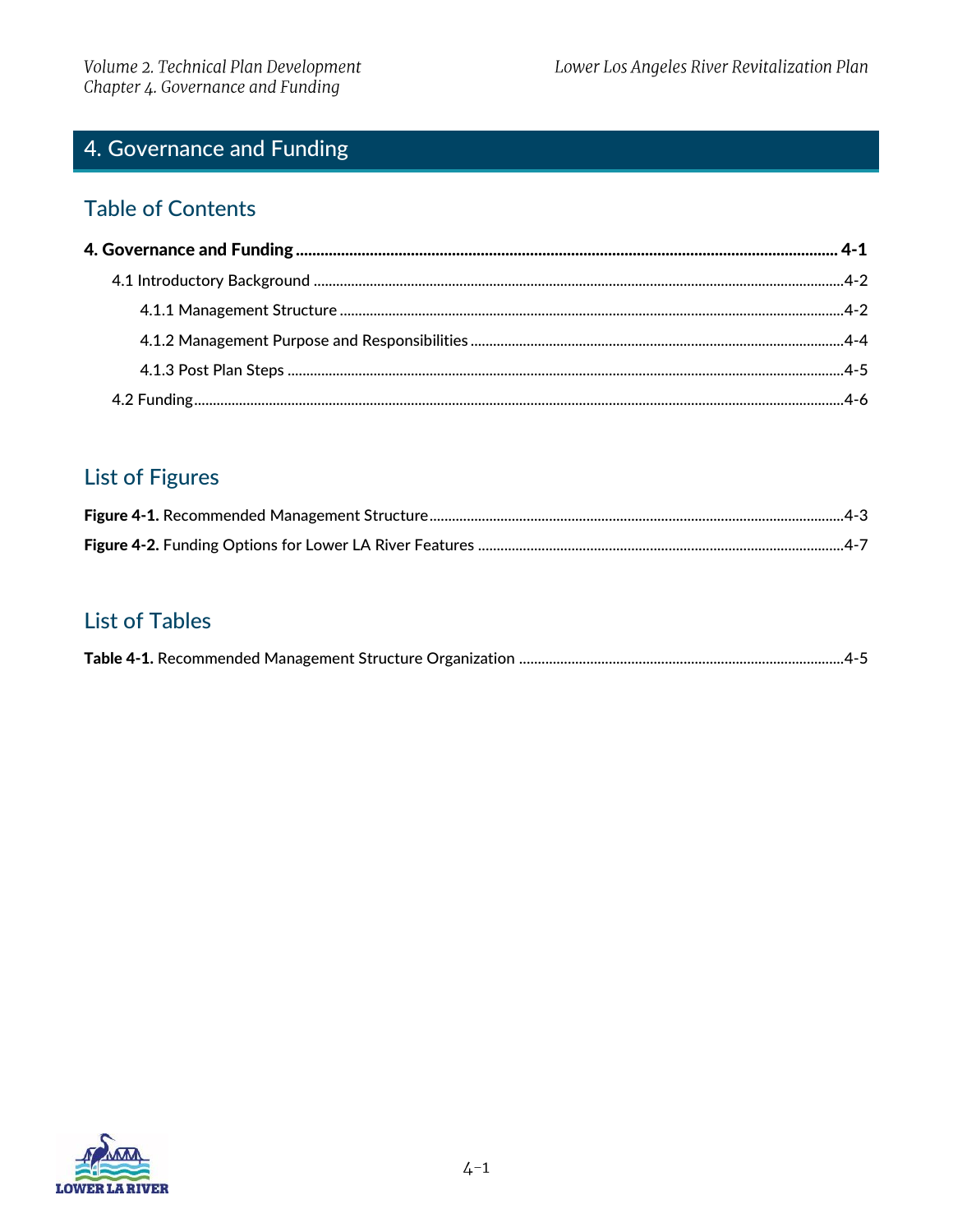# 4. Governance and Funding

## Table of Contents

**4. Governance and Funding .................................................. 4-1**

- 4.1 Introductory Background .................................................. 4-2
  - 4.1.1 Management Structure .................................................. 4-2
  - 4.1.2 Management Purpose and Responsibilities .................................................. 4-4
  - 4.1.3 Post Plan Steps .................................................. 4-5
- 4.2 Funding .................................................. 4-6

## List of Figures

**Figure 4-1.** Recommended Management Structure .................................................. 4-3

**Figure 4-2.** Funding Options for Lower LA River Features .................................................. 4-7

## List of Tables

**Table 4-1.** Recommended Management Structure Organization .................................................. 4-5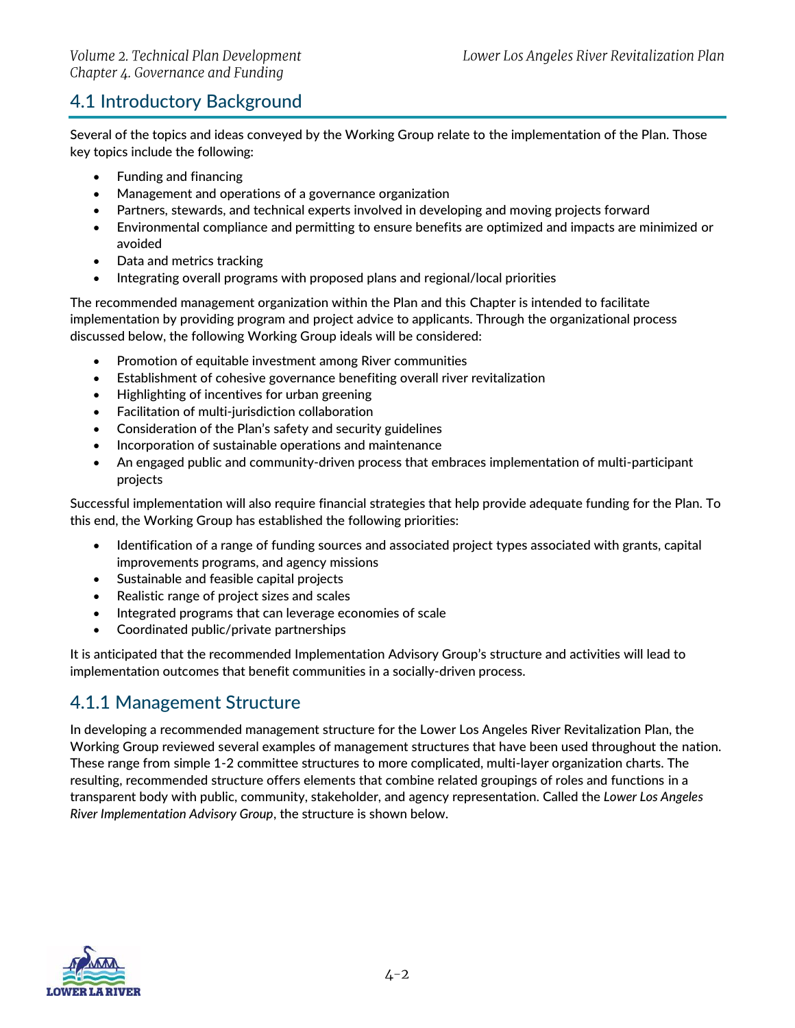## 4.1 Introductory Background

Several of the topics and ideas conveyed by the Working Group relate to the implementation of the Plan. Those key topics include the following:

- Funding and financing
- Management and operations of a governance organization
- Partners, stewards, and technical experts involved in developing and moving projects forward
- Environmental compliance and permitting to ensure benefits are optimized and impacts are minimized or avoided
- Data and metrics tracking
- Integrating overall programs with proposed plans and regional/local priorities

The recommended management organization within the Plan and this Chapter is intended to facilitate implementation by providing program and project advice to applicants. Through the organizational process discussed below, the following Working Group ideals will be considered:

- Promotion of equitable investment among River communities
- Establishment of cohesive governance benefiting overall river revitalization
- Highlighting of incentives for urban greening
- Facilitation of multi-jurisdiction collaboration
- Consideration of the Plan's safety and security guidelines
- Incorporation of sustainable operations and maintenance
- An engaged public and community-driven process that embraces implementation of multi-participant projects

Successful implementation will also require financial strategies that help provide adequate funding for the Plan. To this end, the Working Group has established the following priorities:

- Identification of a range of funding sources and associated project types associated with grants, capital improvements programs, and agency missions
- Sustainable and feasible capital projects
- Realistic range of project sizes and scales
- Integrated programs that can leverage economies of scale
- Coordinated public/private partnerships

It is anticipated that the recommended Implementation Advisory Group's structure and activities will lead to implementation outcomes that benefit communities in a socially-driven process.

### 4.1.1 Management Structure

In developing a recommended management structure for the Lower Los Angeles River Revitalization Plan, the Working Group reviewed several examples of management structures that have been used throughout the nation. These range from simple 1-2 committee structures to more complicated, multi-layer organization charts. The resulting, recommended structure offers elements that combine related groupings of roles and functions in a transparent body with public, community, stakeholder, and agency representation. Called the *Lower Los Angeles River Implementation Advisory Group*, the structure is shown below.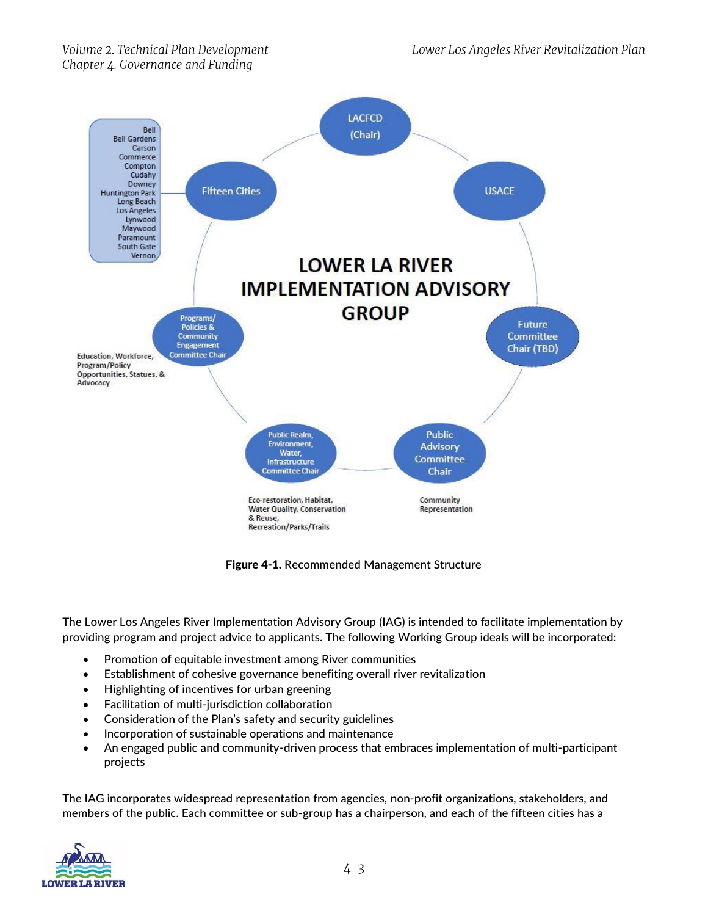LACFCD (Chair)

USACE

Future Committee Chair (TBD)

Public Advisory Committee Chair

Community Representation

Public Realm, Environment, Water, Infrastructure Committee Chair

Eco-restoration, Habitat, Water Quality, Conservation & Reuse, Recreation/Parks/Trails

Programs/ Policies & Community Engagement Committee Chair

Education, Workforce, Program/Policy Opportunities, Statues, & Advocacy

Fifteen Cities

Bell
Bell Gardens
Carson
Commerce
Compton
Cudahy
Downey
Huntington Park
Long Beach
Los Angeles
Lynwood
Maywood
Paramount
South Gate
Vernon

LOWER LA RIVER IMPLEMENTATION ADVISORY GROUP

**Figure 4-1.** Recommended Management Structure

The Lower Los Angeles River Implementation Advisory Group (IAG) is intended to facilitate implementation by providing program and project advice to applicants. The following Working Group ideals will be incorporated:

- Promotion of equitable investment among River communities
- Establishment of cohesive governance benefiting overall river revitalization
- Highlighting of incentives for urban greening
- Facilitation of multi-jurisdiction collaboration
- Consideration of the Plan's safety and security guidelines
- Incorporation of sustainable operations and maintenance
- An engaged public and community-driven process that embraces implementation of multi-participant projects

The IAG incorporates widespread representation from agencies, non-profit organizations, stakeholders, and members of the public. Each committee or sub-group has a chairperson, and each of the fifteen cities has a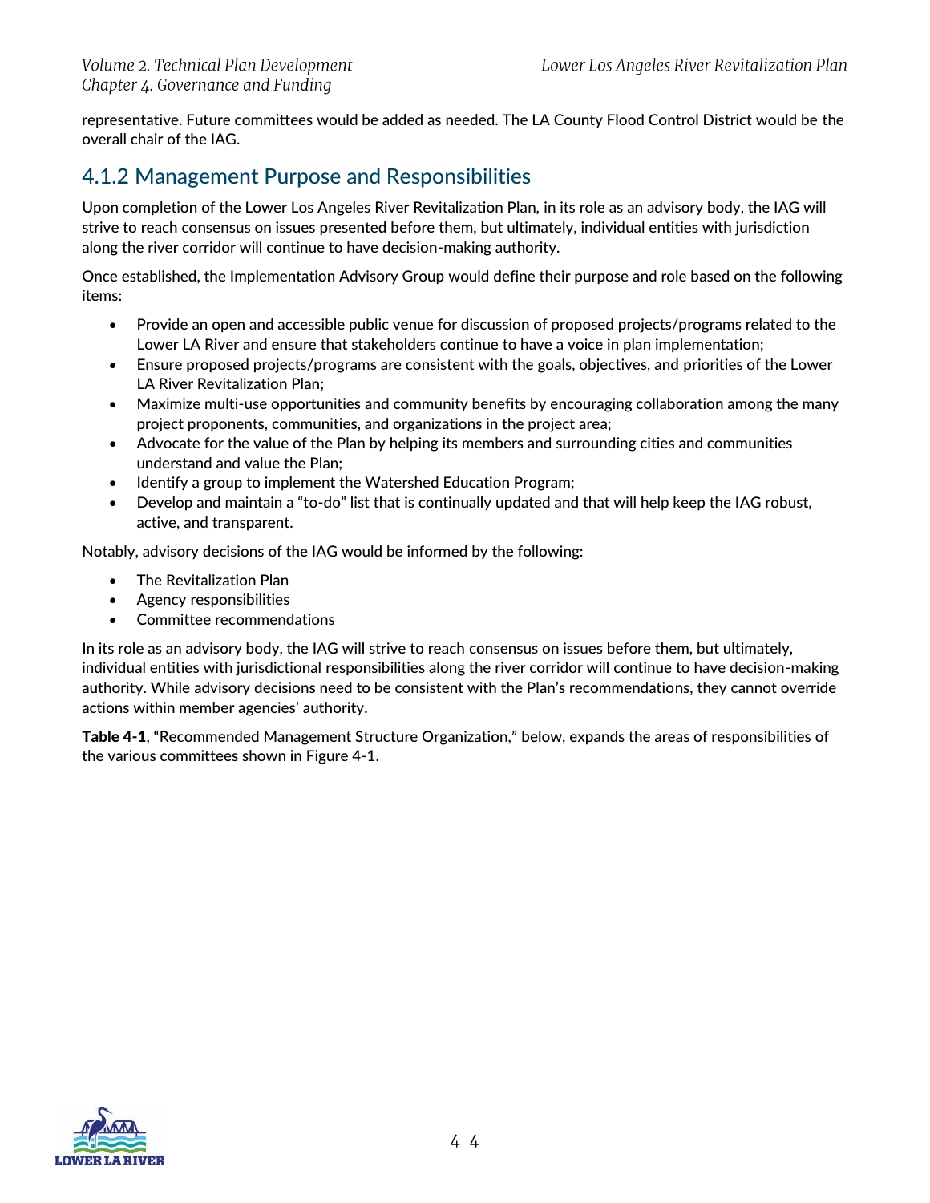representative. Future committees would be added as needed. The LA County Flood Control District would be the overall chair of the IAG.

## 4.1.2 Management Purpose and Responsibilities

Upon completion of the Lower Los Angeles River Revitalization Plan, in its role as an advisory body, the IAG will strive to reach consensus on issues presented before them, but ultimately, individual entities with jurisdiction along the river corridor will continue to have decision-making authority.

Once established, the Implementation Advisory Group would define their purpose and role based on the following items:

- Provide an open and accessible public venue for discussion of proposed projects/programs related to the Lower LA River and ensure that stakeholders continue to have a voice in plan implementation;
- Ensure proposed projects/programs are consistent with the goals, objectives, and priorities of the Lower LA River Revitalization Plan;
- Maximize multi-use opportunities and community benefits by encouraging collaboration among the many project proponents, communities, and organizations in the project area;
- Advocate for the value of the Plan by helping its members and surrounding cities and communities understand and value the Plan;
- Identify a group to implement the Watershed Education Program;
- Develop and maintain a "to-do" list that is continually updated and that will help keep the IAG robust, active, and transparent.

Notably, advisory decisions of the IAG would be informed by the following:

- The Revitalization Plan
- Agency responsibilities
- Committee recommendations

In its role as an advisory body, the IAG will strive to reach consensus on issues before them, but ultimately, individual entities with jurisdictional responsibilities along the river corridor will continue to have decision-making authority. While advisory decisions need to be consistent with the Plan's recommendations, they cannot override actions within member agencies' authority.

**Table 4-1**, "Recommended Management Structure Organization," below, expands the areas of responsibilities of the various committees shown in Figure 4-1.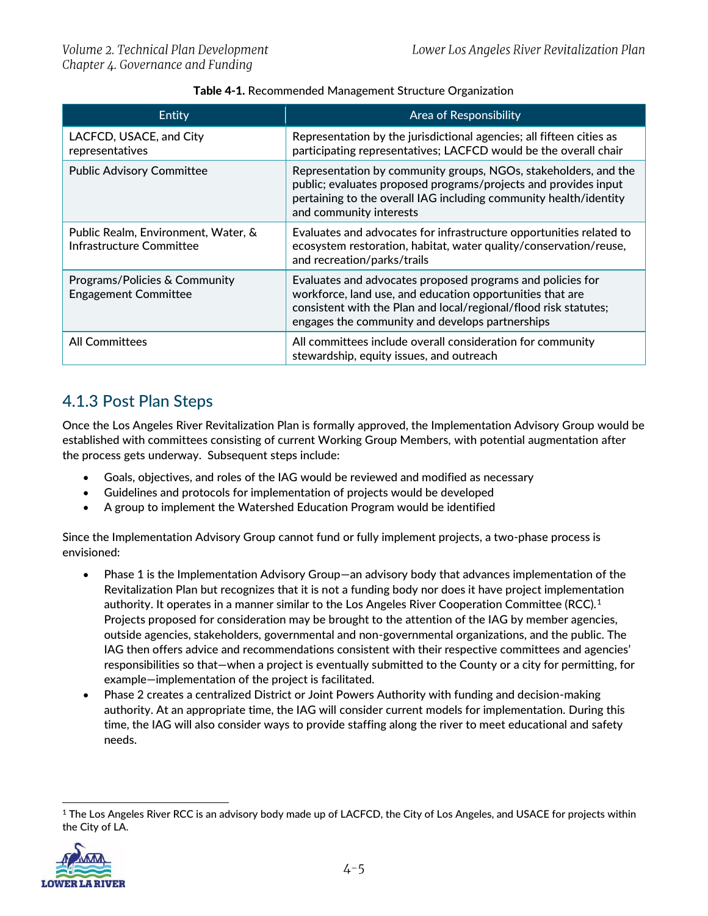**Table 4-1.** Recommended Management Structure Organization

| Entity | Area of Responsibility |
|---|---|
| LACFCD, USACE, and City representatives | Representation by the jurisdictional agencies; all fifteen cities as participating representatives; LACFCD would be the overall chair |
| Public Advisory Committee | Representation by community groups, NGOs, stakeholders, and the public; evaluates proposed programs/projects and provides input pertaining to the overall IAG including community health/identity and community interests |
| Public Realm, Environment, Water, & Infrastructure Committee | Evaluates and advocates for infrastructure opportunities related to ecosystem restoration, habitat, water quality/conservation/reuse, and recreation/parks/trails |
| Programs/Policies & Community Engagement Committee | Evaluates and advocates proposed programs and policies for workforce, land use, and education opportunities that are consistent with the Plan and local/regional/flood risk statutes; engages the community and develops partnerships |
| All Committees | All committees include overall consideration for community stewardship, equity issues, and outreach |

## 4.1.3 Post Plan Steps

Once the Los Angeles River Revitalization Plan is formally approved, the Implementation Advisory Group would be established with committees consisting of current Working Group Members, with potential augmentation after the process gets underway. Subsequent steps include:

- Goals, objectives, and roles of the IAG would be reviewed and modified as necessary
- Guidelines and protocols for implementation of projects would be developed
- A group to implement the Watershed Education Program would be identified

Since the Implementation Advisory Group cannot fund or fully implement projects, a two-phase process is envisioned:

- Phase 1 is the Implementation Advisory Group—an advisory body that advances implementation of the Revitalization Plan but recognizes that it is not a funding body nor does it have project implementation authority. It operates in a manner similar to the Los Angeles River Cooperation Committee (RCC).[1] Projects proposed for consideration may be brought to the attention of the IAG by member agencies, outside agencies, stakeholders, governmental and non-governmental organizations, and the public. The IAG then offers advice and recommendations consistent with their respective committees and agencies' responsibilities so that—when a project is eventually submitted to the County or a city for permitting, for example—implementation of the project is facilitated.
- Phase 2 creates a centralized District or Joint Powers Authority with funding and decision-making authority. At an appropriate time, the IAG will consider current models for implementation. During this time, the IAG will also consider ways to provide staffing along the river to meet educational and safety needs.

[1] The Los Angeles River RCC is an advisory body made up of LACFCD, the City of Los Angeles, and USACE for projects within the City of LA.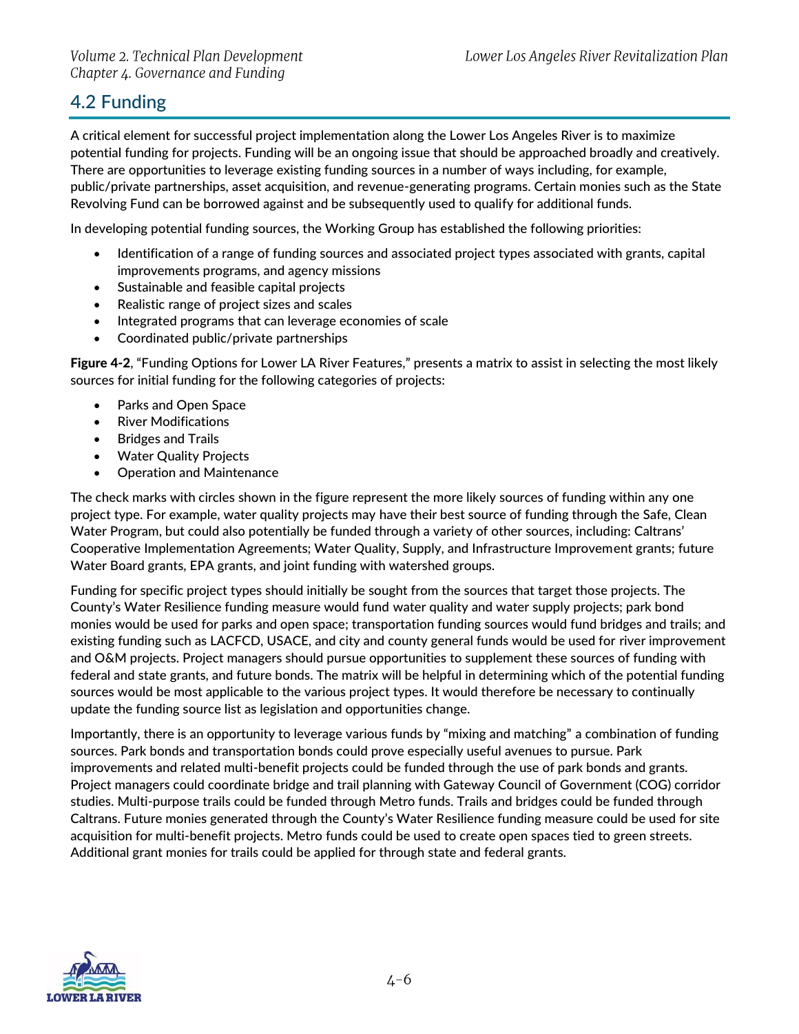## 4.2 Funding

A critical element for successful project implementation along the Lower Los Angeles River is to maximize potential funding for projects. Funding will be an ongoing issue that should be approached broadly and creatively. There are opportunities to leverage existing funding sources in a number of ways including, for example, public/private partnerships, asset acquisition, and revenue-generating programs. Certain monies such as the State Revolving Fund can be borrowed against and be subsequently used to qualify for additional funds.

In developing potential funding sources, the Working Group has established the following priorities:

- Identification of a range of funding sources and associated project types associated with grants, capital improvements programs, and agency missions
- Sustainable and feasible capital projects
- Realistic range of project sizes and scales
- Integrated programs that can leverage economies of scale
- Coordinated public/private partnerships

**Figure 4-2**, "Funding Options for Lower LA River Features," presents a matrix to assist in selecting the most likely sources for initial funding for the following categories of projects:

- Parks and Open Space
- River Modifications
- Bridges and Trails
- Water Quality Projects
- Operation and Maintenance

The check marks with circles shown in the figure represent the more likely sources of funding within any one project type. For example, water quality projects may have their best source of funding through the Safe, Clean Water Program, but could also potentially be funded through a variety of other sources, including: Caltrans' Cooperative Implementation Agreements; Water Quality, Supply, and Infrastructure Improvement grants; future Water Board grants, EPA grants, and joint funding with watershed groups.

Funding for specific project types should initially be sought from the sources that target those projects. The County's Water Resilience funding measure would fund water quality and water supply projects; park bond monies would be used for parks and open space; transportation funding sources would fund bridges and trails; and existing funding such as LACFCD, USACE, and city and county general funds would be used for river improvement and O&M projects. Project managers should pursue opportunities to supplement these sources of funding with federal and state grants, and future bonds. The matrix will be helpful in determining which of the potential funding sources would be most applicable to the various project types. It would therefore be necessary to continually update the funding source list as legislation and opportunities change.

Importantly, there is an opportunity to leverage various funds by "mixing and matching" a combination of funding sources. Park bonds and transportation bonds could prove especially useful avenues to pursue. Park improvements and related multi-benefit projects could be funded through the use of park bonds and grants. Project managers could coordinate bridge and trail planning with Gateway Council of Government (COG) corridor studies. Multi-purpose trails could be funded through Metro funds. Trails and bridges could be funded through Caltrans. Future monies generated through the County's Water Resilience funding measure could be used for site acquisition for multi-benefit projects. Metro funds could be used to create open spaces tied to green streets. Additional grant monies for trails could be applied for through state and federal grants.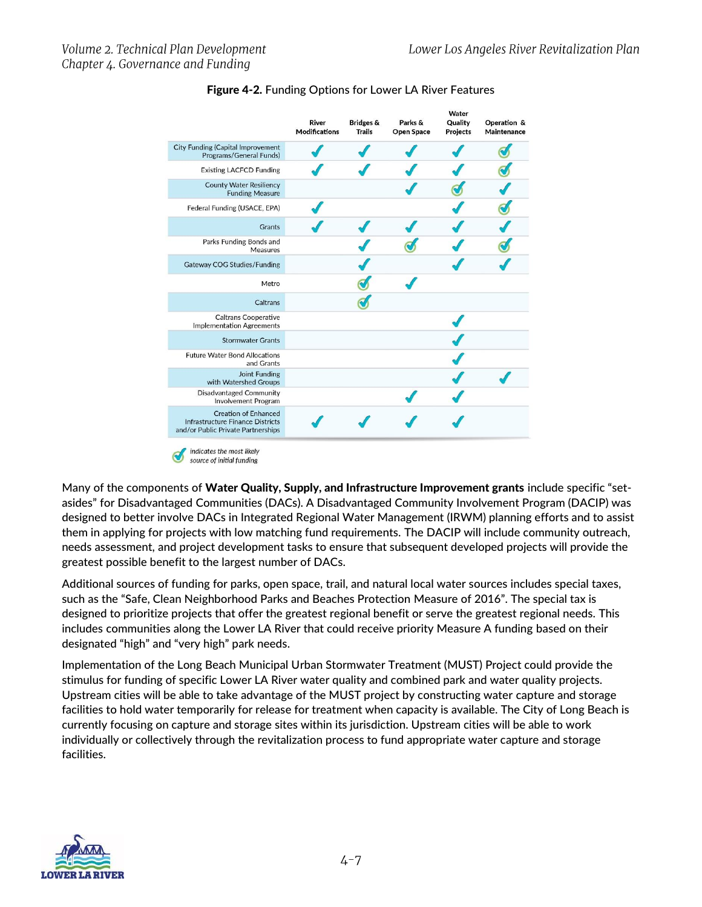**Figure 4-2.** Funding Options for Lower LA River Features

| | River Modifications | Bridges & Trails | Parks & Open Space | Water Quality Projects | Operation & Maintenance |
|---|---|---|---|---|---|
| City Funding (Capital Improvement Programs/General Funds) | ✓ | ✓ | ✓ | ✓ | ✓ (most likely) |
| Existing LACFCD Funding | ✓ | ✓ | ✓ | ✓ | ✓ (most likely) |
| County Water Resiliency Funding Measure | | | ✓ | ✓ (most likely) | ✓ |
| Federal Funding (USACE, EPA) | ✓ | | | ✓ | ✓ (most likely) |
| Grants | ✓ | ✓ | ✓ | ✓ | ✓ |
| Parks Funding Bonds and Measures | | ✓ | ✓ (most likely) | ✓ | ✓ (most likely) |
| Gateway COG Studies/Funding | | ✓ | | ✓ | ✓ |
| Metro | | ✓ (most likely) | ✓ | | |
| Caltrans | | ✓ (most likely) | | | |
| Caltrans Cooperative Implementation Agreements | | | | ✓ | |
| Stormwater Grants | | | | ✓ | |
| Future Water Bond Allocations and Grants | | | | ✓ | |
| Joint Funding with Watershed Groups | | | | ✓ | ✓ |
| Disadvantaged Community Involvement Program | | | ✓ | ✓ | |
| Creation of Enhanced Infrastructure Finance Districts and/or Public Private Partnerships | ✓ | ✓ | ✓ | ✓ | |

*(most likely) indicates the most likely source of initial funding*

Many of the components of **Water Quality, Supply, and Infrastructure Improvement grants** include specific "set-asides" for Disadvantaged Communities (DACs). A Disadvantaged Community Involvement Program (DACIP) was designed to better involve DACs in Integrated Regional Water Management (IRWM) planning efforts and to assist them in applying for projects with low matching fund requirements. The DACIP will include community outreach, needs assessment, and project development tasks to ensure that subsequent developed projects will provide the greatest possible benefit to the largest number of DACs.

Additional sources of funding for parks, open space, trail, and natural local water sources includes special taxes, such as the "Safe, Clean Neighborhood Parks and Beaches Protection Measure of 2016". The special tax is designed to prioritize projects that offer the greatest regional benefit or serve the greatest regional needs. This includes communities along the Lower LA River that could receive priority Measure A funding based on their designated "high" and "very high" park needs.

Implementation of the Long Beach Municipal Urban Stormwater Treatment (MUST) Project could provide the stimulus for funding of specific Lower LA River water quality and combined park and water quality projects. Upstream cities will be able to take advantage of the MUST project by constructing water capture and storage facilities to hold water temporarily for release for treatment when capacity is available. The City of Long Beach is currently focusing on capture and storage sites within its jurisdiction. Upstream cities will be able to work individually or collectively through the revitalization process to fund appropriate water capture and storage facilities.